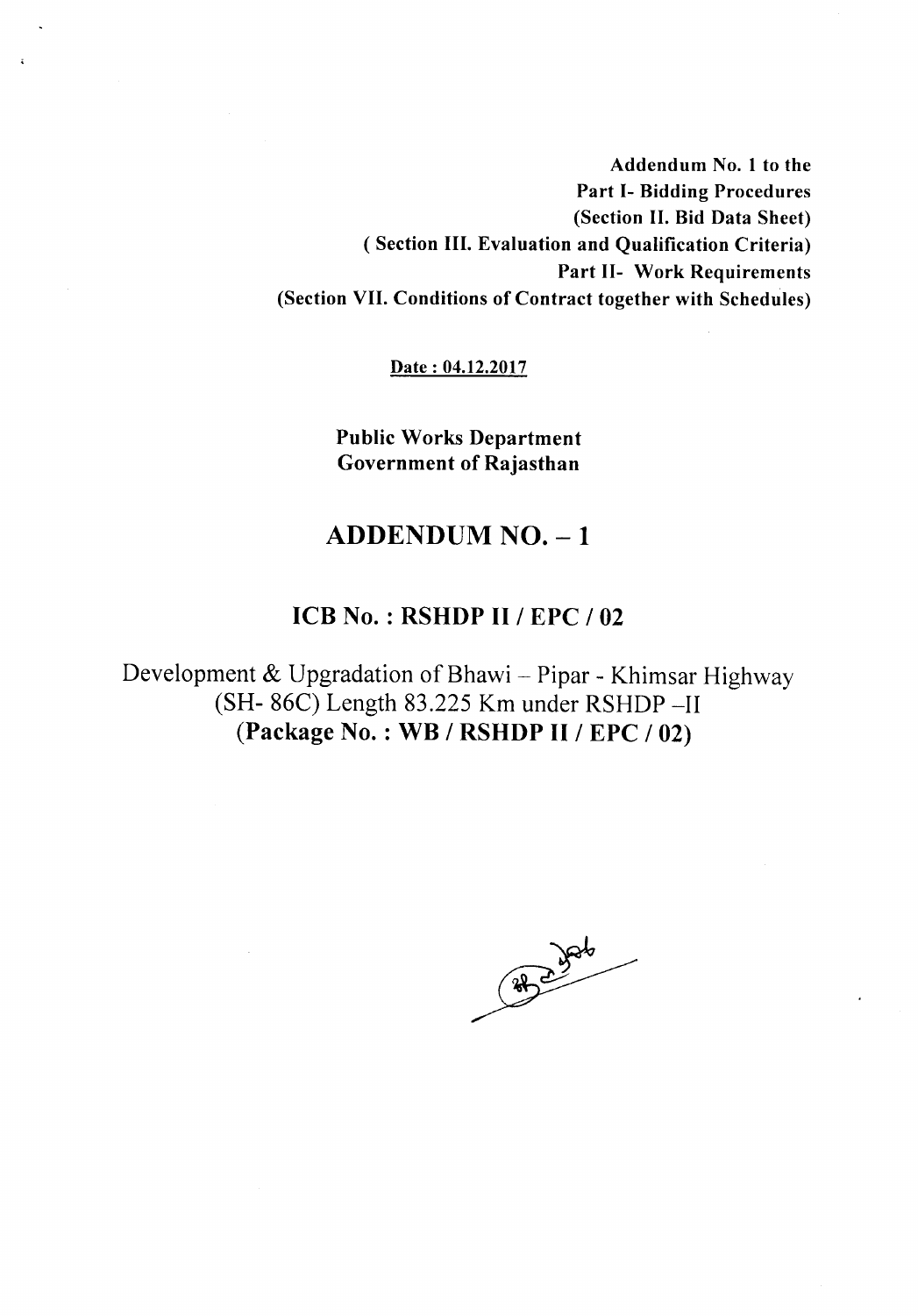**Addendum No. 1 to the**
**Part I- Bidding Procedures**
**(Section II. Bid Data Sheet)**
**( Section III. Evaluation and Qualification Criteria)**
**Part II- Work Requirements**
**(Section VII. Conditions of Contract together with Schedules)**

<u>**Date : 04.12.2017**</u>

**Public Works Department**
**Government of Rajasthan**

# ADDENDUM NO. – 1

## ICB No. : RSHDP II / EPC / 02

Development & Upgradation of Bhawi – Pipar - Khimsar Highway (SH- 86C) Length 83.225 Km under RSHDP –II
**(Package No. : WB / RSHDP II / EPC / 02)**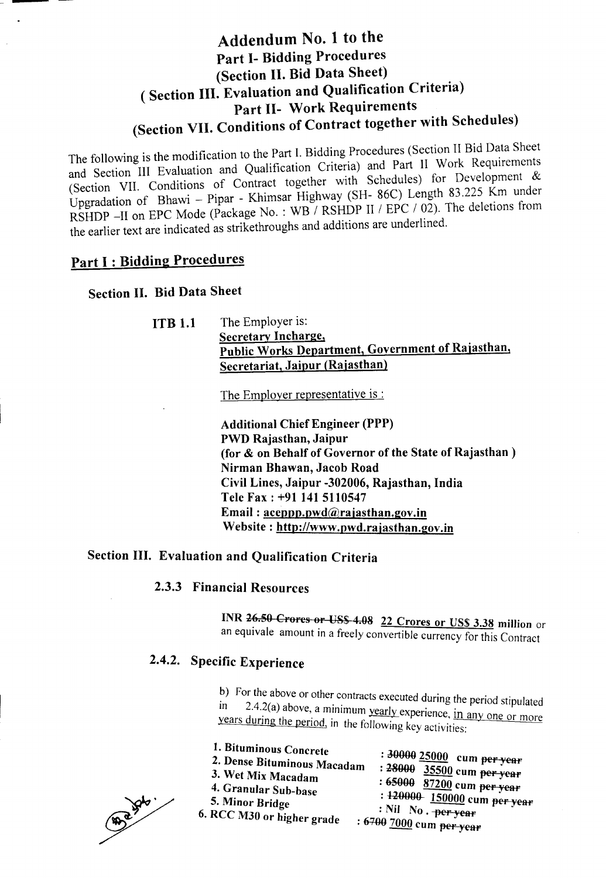# Addendum No. 1 to the
## Part I- Bidding Procedures
## (Section II. Bid Data Sheet)
## ( Section III. Evaluation and Qualification Criteria)
## Part II- Work Requirements
## (Section VII. Conditions of Contract together with Schedules)

The following is the modification to the Part I. Bidding Procedures (Section II Bid Data Sheet and Section III Evaluation and Qualification Criteria) and Part II Work Requirements (Section VII. Conditions of Contract together with Schedules) for Development & Upgradation of Bhawi – Pipar - Khimsar Highway (SH- 86C) Length 83.225 Km under RSHDP –II on EPC Mode (Package No. : WB / RSHDP II / EPC / 02). The deletions from the earlier text are indicated as strikethroughs and additions are underlined.

## Part I : Bidding Procedures

### Section II. Bid Data Sheet

**ITB 1.1** The Employer is:

<u>**Secretary Incharge,**</u>
<u>**Public Works Department, Government of Rajasthan,**</u>
<u>**Secretariat, Jaipur (Rajasthan)**</u>

<u>The Employer representative is :</u>

**Additional Chief Engineer (PPP)**
**PWD Rajasthan, Jaipur**
**(for & on Behalf of Governor of the State of Rajasthan )**
**Nirman Bhawan, Jacob Road**
**Civil Lines, Jaipur -302006, Rajasthan, India**
**Tele Fax : +91 141 5110547**
**Email : aceppp.pwd@rajasthan.gov.in**
**Website : http://www.pwd.rajasthan.gov.in**

### Section III. Evaluation and Qualification Criteria

#### 2.3.3 Financial Resources

**INR ~~26.50 Crores or US$ 4.08~~ <u>22 Crores or US$ 3.38</u> million** or an equivale amount in a freely convertible currency for this Contract

#### 2.4.2. Specific Experience

b) For the above or other contracts executed during the period stipulated in 2.4.2(a) above, a minimum <u>yearly</u> experience, <u>in any one or more years during the period,</u> in the following key activities:

1. **Bituminous Concrete** : ~~30000~~ <u>25000</u> cum ~~per year~~
2. **Dense Bituminous Macadam** : ~~28000~~ <u>35500</u> cum ~~per year~~
3. **Wet Mix Macadam** : ~~65000~~ <u>87200</u> cum ~~per year~~
4. **Granular Sub-base** : ~~120000~~ <u>150000</u> cum ~~per year~~
5. **Minor Bridge** : Nil No . ~~per year~~
6. **RCC M30 or higher grade** : ~~6700~~ <u>7000</u> cum ~~per year~~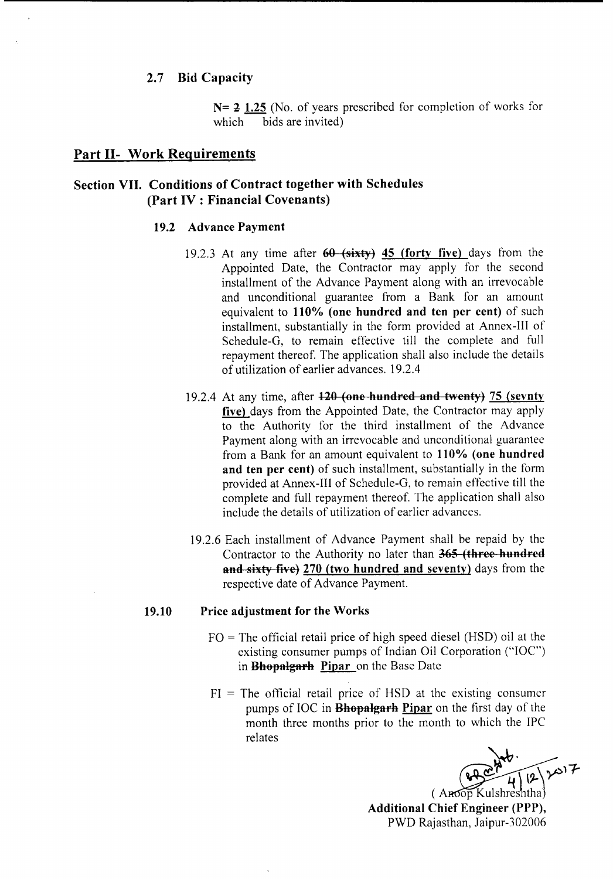## 2.7 Bid Capacity

N= ~~2~~ 1.25 (No. of years prescribed for completion of works for which bids are invited)

## Part II- Work Requirements

## Section VII. Conditions of Contract together with Schedules (Part IV : Financial Covenants)

### 19.2 Advance Payment

19.2.3 At any time after ~~60 (sixty)~~ 45 (forty five) days from the Appointed Date, the Contractor may apply for the second installment of the Advance Payment along with an irrevocable and unconditional guarantee from a Bank for an amount equivalent to **110% (one hundred and ten per cent)** of such installment, substantially in the form provided at Annex-III of Schedule-G, to remain effective till the complete and full repayment thereof. The application shall also include the details of utilization of earlier advances. 19.2.4

19.2.4 At any time, after ~~120 (one hundred and twenty)~~ 75 (sevnty five) days from the Appointed Date, the Contractor may apply to the Authority for the third installment of the Advance Payment along with an irrevocable and unconditional guarantee from a Bank for an amount equivalent to **110% (one hundred and ten per cent)** of such installment, substantially in the form provided at Annex-III of Schedule-G, to remain effective till the complete and full repayment thereof. The application shall also include the details of utilization of earlier advances.

19.2.6 Each installment of Advance Payment shall be repaid by the Contractor to the Authority no later than ~~365 (three hundred and sixty five)~~ 270 (two hundred and seventy) days from the respective date of Advance Payment.

### 19.10 Price adjustment for the Works

FO = The official retail price of high speed diesel (HSD) oil at the existing consumer pumps of Indian Oil Corporation ("IOC") in ~~Bhopalgarh~~ Pipar on the Base Date

FI = The official retail price of HSD at the existing consumer pumps of IOC in ~~Bhopalgarh~~ Pipar on the first day of the month three months prior to the month to which the IPC relates

4/12/2017

(Anoop Kulshreshtha)
**Additional Chief Engineer (PPP),**
PWD Rajasthan, Jaipur-302006